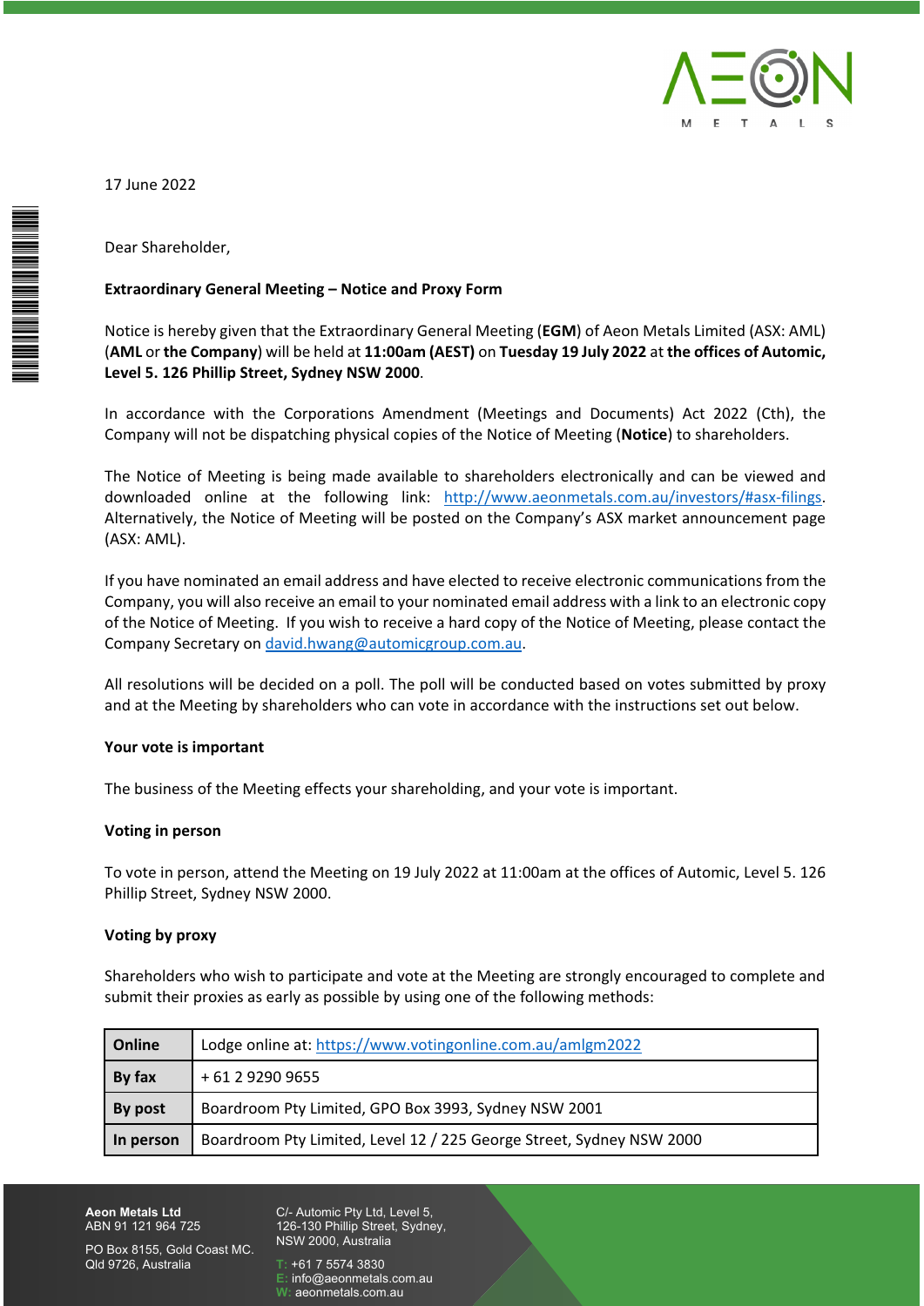17 June 2022

Dear Shareholder,

**Extraordinary General Meeting – Notice and Proxy Form**

Notice is hereby given that the Extraordinary General Meeting (**EGM**) of Aeon Metals Limited (ASX: AML) (**AML** or **the Company**) will be held at **11:00am (AEST)** on **Tuesday 19 July 2022** at **the offices of Automic, Level 5. 126 Phillip Street, Sydney NSW 2000**.

In accordance with the Corporations Amendment (Meetings and Documents) Act 2022 (Cth), the Company will not be dispatching physical copies of the Notice of Meeting (**Notice**) to shareholders.

The Notice of Meeting is being made available to shareholders electronically and can be viewed and downloaded online at the following link: http://www.aeonmetals.com.au/investors/#asx-filings. Alternatively, the Notice of Meeting will be posted on the Company's ASX market announcement page (ASX: AML).

If you have nominated an email address and have elected to receive electronic communications from the Company, you will also receive an email to your nominated email address with a link to an electronic copy of the Notice of Meeting. If you wish to receive a hard copy of the Notice of Meeting, please contact the Company Secretary on david.hwang@automicgroup.com.au.

All resolutions will be decided on a poll. The poll will be conducted based on votes submitted by proxy and at the Meeting by shareholders who can vote in accordance with the instructions set out below.

**Your vote is important**

The business of the Meeting effects your shareholding, and your vote is important.

**Voting in person**

To vote in person, attend the Meeting on 19 July 2022 at 11:00am at the offices of Automic, Level 5. 126 Phillip Street, Sydney NSW 2000.

**Voting by proxy**

Shareholders who wish to participate and vote at the Meeting are strongly encouraged to complete and submit their proxies as early as possible by using one of the following methods:

| | |
|---|---|
| **Online** | Lodge online at: https://www.votingonline.com.au/amlgm2022 |
| **By fax** | + 61 2 9290 9655 |
| **By post** | Boardroom Pty Limited, GPO Box 3993, Sydney NSW 2001 |
| **In person** | Boardroom Pty Limited, Level 12 / 225 George Street, Sydney NSW 2000 |

**Aeon Metals Ltd**
ABN 91 121 964 725

PO Box 8155, Gold Coast MC. Qld 9726, Australia

C/- Automic Pty Ltd, Level 5, 126-130 Phillip Street, Sydney, NSW 2000, Australia

T: +61 7 5574 3830
E: info@aeonmetals.com.au
W: aeonmetals.com.au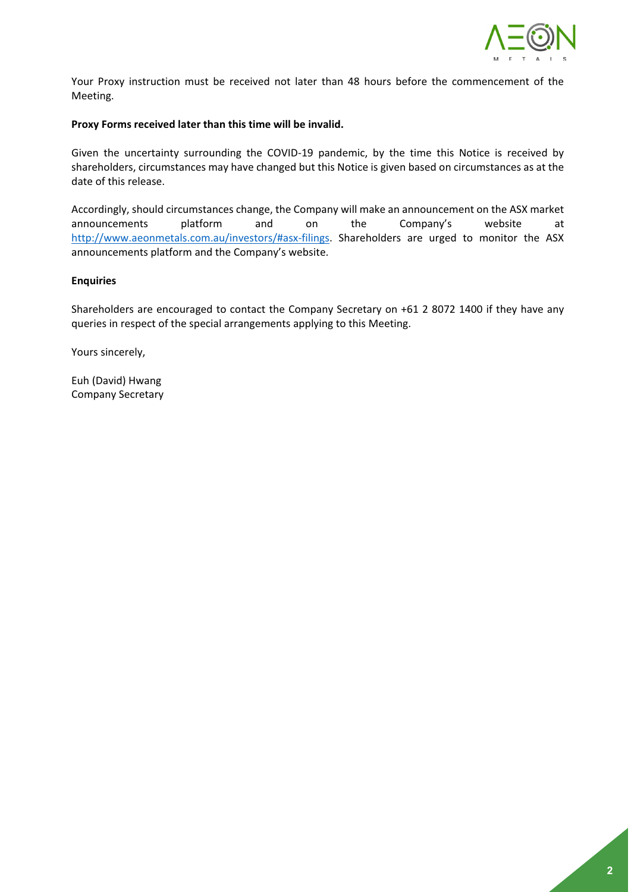Your Proxy instruction must be received not later than 48 hours before the commencement of the Meeting.

**Proxy Forms received later than this time will be invalid.**

Given the uncertainty surrounding the COVID-19 pandemic, by the time this Notice is received by shareholders, circumstances may have changed but this Notice is given based on circumstances as at the date of this release.

Accordingly, should circumstances change, the Company will make an announcement on the ASX market announcements platform and on the Company's website at http://www.aeonmetals.com.au/investors/#asx-filings. Shareholders are urged to monitor the ASX announcements platform and the Company's website.

**Enquiries**

Shareholders are encouraged to contact the Company Secretary on +61 2 8072 1400 if they have any queries in respect of the special arrangements applying to this Meeting.

Yours sincerely,

Euh (David) Hwang
Company Secretary